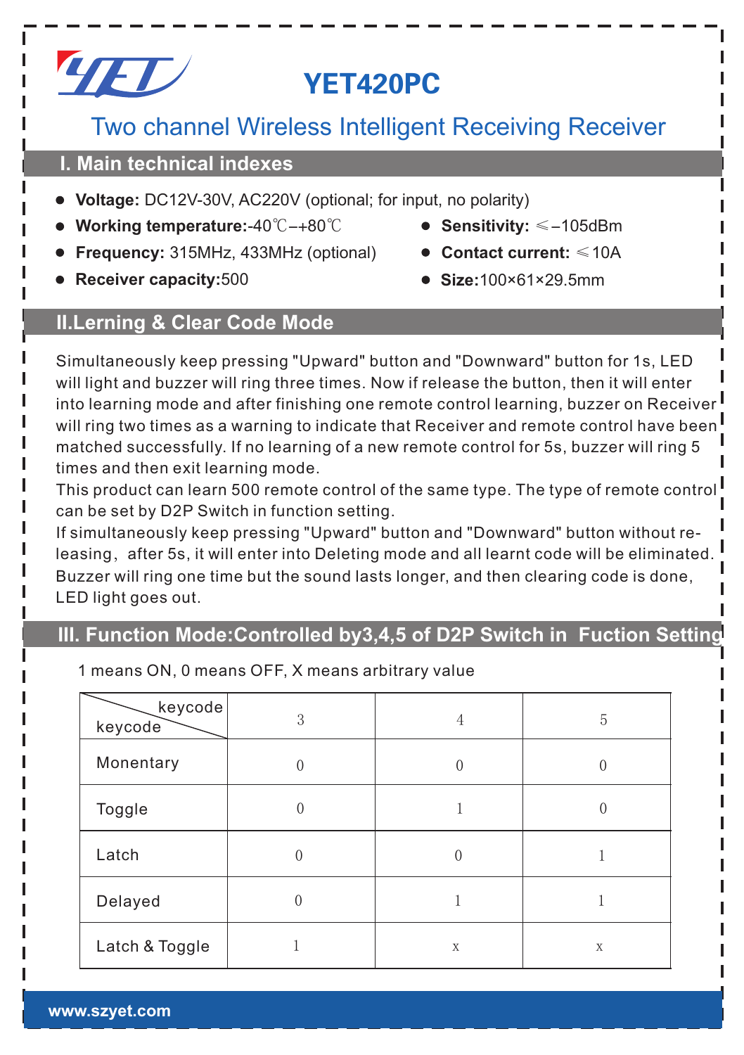# YET420PC

## Two channel Wireless Intelligent Receiving Receiver

## I. Main technical indexes

- **Voltage:** DC12V-30V, AC220V (optional; for input, no polarity)
- **Working temperature:**-40℃–+80℃
- **Frequency:** 315MHz, 433MHz (optional)
- **Receiver capacity:**500
- **Sensitivity:** ≤–105dBm
- **Contact current:** ≤10A
- **Size:**100×61×29.5mm

## II.Lerning & Clear Code Mode

Simultaneously keep pressing "Upward" button and "Downward" button for 1s, LED will light and buzzer will ring three times. Now if release the button, then it will enter into learning mode and after finishing one remote control learning, buzzer on Receiver will ring two times as a warning to indicate that Receiver and remote control have been matched successfully. If no learning of a new remote control for 5s, buzzer will ring 5 times and then exit learning mode.

This product can learn 500 remote control of the same type. The type of remote control can be set by D2P Switch in function setting.

If simultaneously keep pressing "Upward" button and "Downward" button without releasing，after 5s, it will enter into Deleting mode and all learnt code will be eliminated. Buzzer will ring one time but the sound lasts longer, and then clearing code is done, LED light goes out.

## III. Function Mode:Controlled by3,4,5 of D2P Switch in Fuction Setting

1 means ON, 0 means OFF, X means arbitrary value

| keycode / keycode | 3 | 4 | 5 |
|---|---|---|---|
| Monentary | 0 | 0 | 0 |
| Toggle | 0 | 1 | 0 |
| Latch | 0 | 0 | 1 |
| Delayed | 0 | 1 | 1 |
| Latch & Toggle | 1 | x | x |

www.szyet.com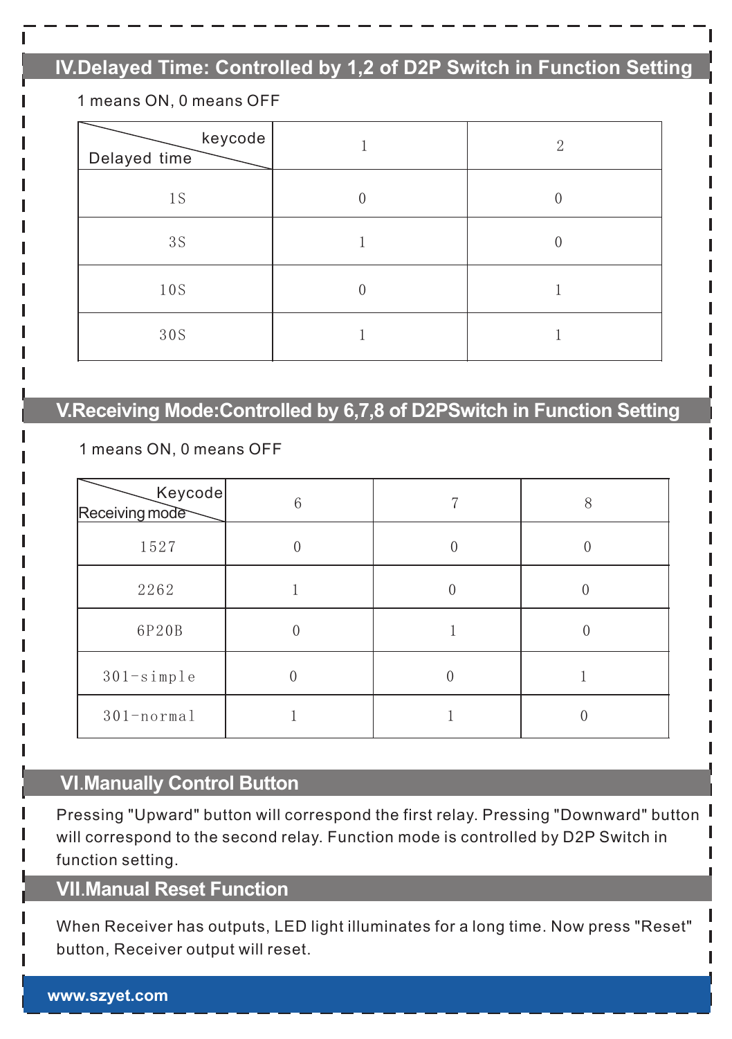## IV.Delayed Time: Controlled by 1,2 of D2P Switch in Function Setting

1 means ON, 0 means OFF

| keycode / Delayed time | 1 | 2 |
|---|---|---|
| 1S | 0 | 0 |
| 3S | 1 | 0 |
| 10S | 0 | 1 |
| 30S | 1 | 1 |

## V.Receiving Mode:Controlled by 6,7,8 of D2PSwitch in Function Setting

1 means ON, 0 means OFF

| Keycode / Receiving mode | 6 | 7 | 8 |
|---|---|---|---|
| 1527 | 0 | 0 | 0 |
| 2262 | 1 | 0 | 0 |
| 6P20B | 0 | 1 | 0 |
| 301-simple | 0 | 0 | 1 |
| 301-normal | 1 | 1 | 0 |

## VI.Manually Control Button

Pressing "Upward" button will correspond the first relay. Pressing "Downward" button will correspond to the second relay. Function mode is controlled by D2P Switch in function setting.

## VII.Manual Reset Function

When Receiver has outputs, LED light illuminates for a long time. Now press "Reset" button, Receiver output will reset.

www.szyet.com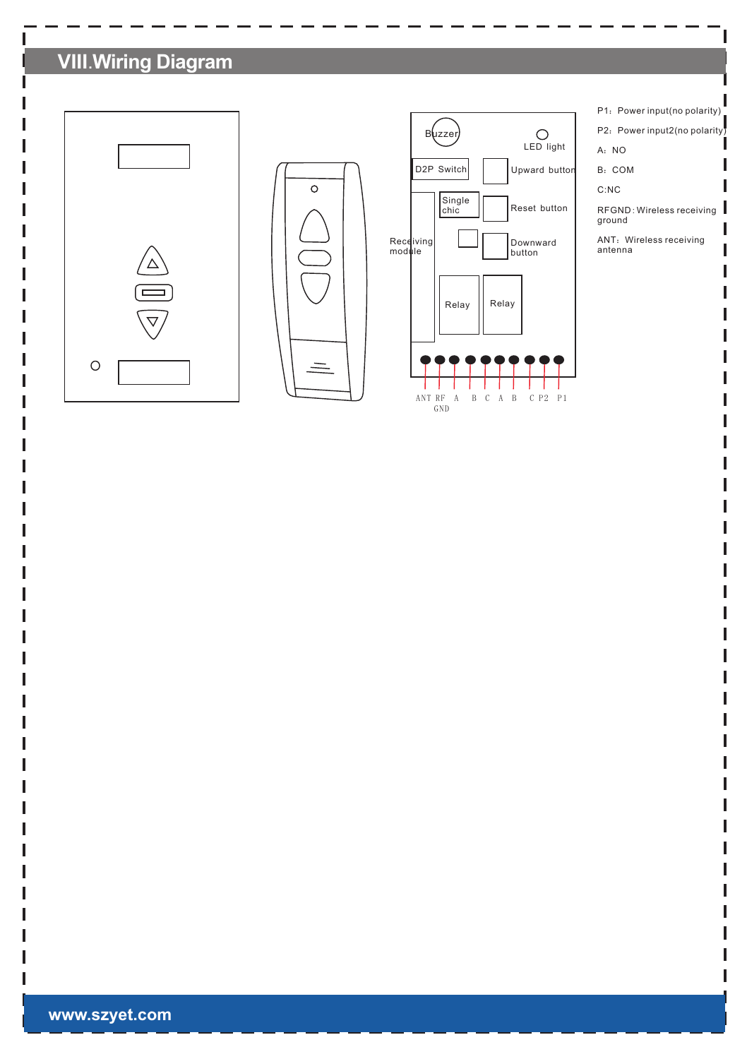## VIII.Wiring Diagram

Buzzer

LED light

D2P Switch

Upward button

Single chic

Reset button

Receiving module

Downward button

Relay

Relay

ANT RF GND A B C A B C P2 P1

P1：Power input(no polarity)

P2：Power input2(no polarity)

A：NO

B：COM

C:NC

RFGND：Wireless receiving ground

ANT：Wireless receiving antenna

www.szyet.com